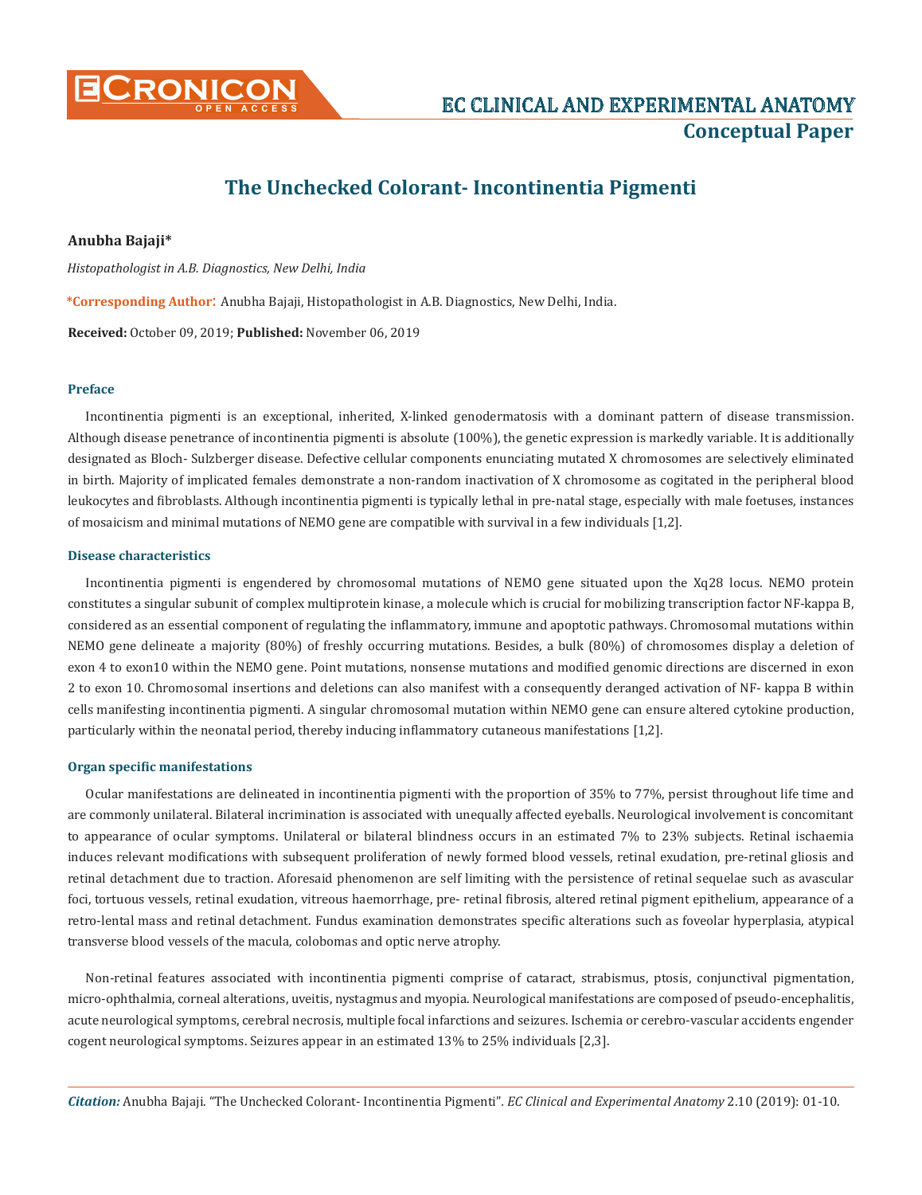# The Unchecked Colorant- Incontinentia Pigmenti

**Anubha Bajaji***

*Histopathologist in A.B. Diagnostics, New Delhi, India*

**\*Corresponding Author**: Anubha Bajaji, Histopathologist in A.B. Diagnostics, New Delhi, India.

**Received:** October 09, 2019; **Published:** November 06, 2019

### Preface

Incontinentia pigmenti is an exceptional, inherited, X-linked genodermatosis with a dominant pattern of disease transmission. Although disease penetrance of incontinentia pigmenti is absolute (100%), the genetic expression is markedly variable. It is additionally designated as Bloch- Sulzberger disease. Defective cellular components enunciating mutated X chromosomes are selectively eliminated in birth. Majority of implicated females demonstrate a non-random inactivation of X chromosome as cogitated in the peripheral blood leukocytes and fibroblasts. Although incontinentia pigmenti is typically lethal in pre-natal stage, especially with male foetuses, instances of mosaicism and minimal mutations of NEMO gene are compatible with survival in a few individuals [1,2].

### Disease characteristics

Incontinentia pigmenti is engendered by chromosomal mutations of NEMO gene situated upon the Xq28 locus. NEMO protein constitutes a singular subunit of complex multiprotein kinase, a molecule which is crucial for mobilizing transcription factor NF-kappa B, considered as an essential component of regulating the inflammatory, immune and apoptotic pathways. Chromosomal mutations within NEMO gene delineate a majority (80%) of freshly occurring mutations. Besides, a bulk (80%) of chromosomes display a deletion of exon 4 to exon10 within the NEMO gene. Point mutations, nonsense mutations and modified genomic directions are discerned in exon 2 to exon 10. Chromosomal insertions and deletions can also manifest with a consequently deranged activation of NF- kappa B within cells manifesting incontinentia pigmenti. A singular chromosomal mutation within NEMO gene can ensure altered cytokine production, particularly within the neonatal period, thereby inducing inflammatory cutaneous manifestations [1,2].

### Organ specific manifestations

Ocular manifestations are delineated in incontinentia pigmenti with the proportion of 35% to 77%, persist throughout life time and are commonly unilateral. Bilateral incrimination is associated with unequally affected eyeballs. Neurological involvement is concomitant to appearance of ocular symptoms. Unilateral or bilateral blindness occurs in an estimated 7% to 23% subjects. Retinal ischaemia induces relevant modifications with subsequent proliferation of newly formed blood vessels, retinal exudation, pre-retinal gliosis and retinal detachment due to traction. Aforesaid phenomenon are self limiting with the persistence of retinal sequelae such as avascular foci, tortuous vessels, retinal exudation, vitreous haemorrhage, pre- retinal fibrosis, altered retinal pigment epithelium, appearance of a retro-lental mass and retinal detachment. Fundus examination demonstrates specific alterations such as foveolar hyperplasia, atypical transverse blood vessels of the macula, colobomas and optic nerve atrophy.

Non-retinal features associated with incontinentia pigmenti comprise of cataract, strabismus, ptosis, conjunctival pigmentation, micro-ophthalmia, corneal alterations, uveitis, nystagmus and myopia. Neurological manifestations are composed of pseudo-encephalitis, acute neurological symptoms, cerebral necrosis, multiple focal infarctions and seizures. Ischemia or cerebro-vascular accidents engender cogent neurological symptoms. Seizures appear in an estimated 13% to 25% individuals [2,3].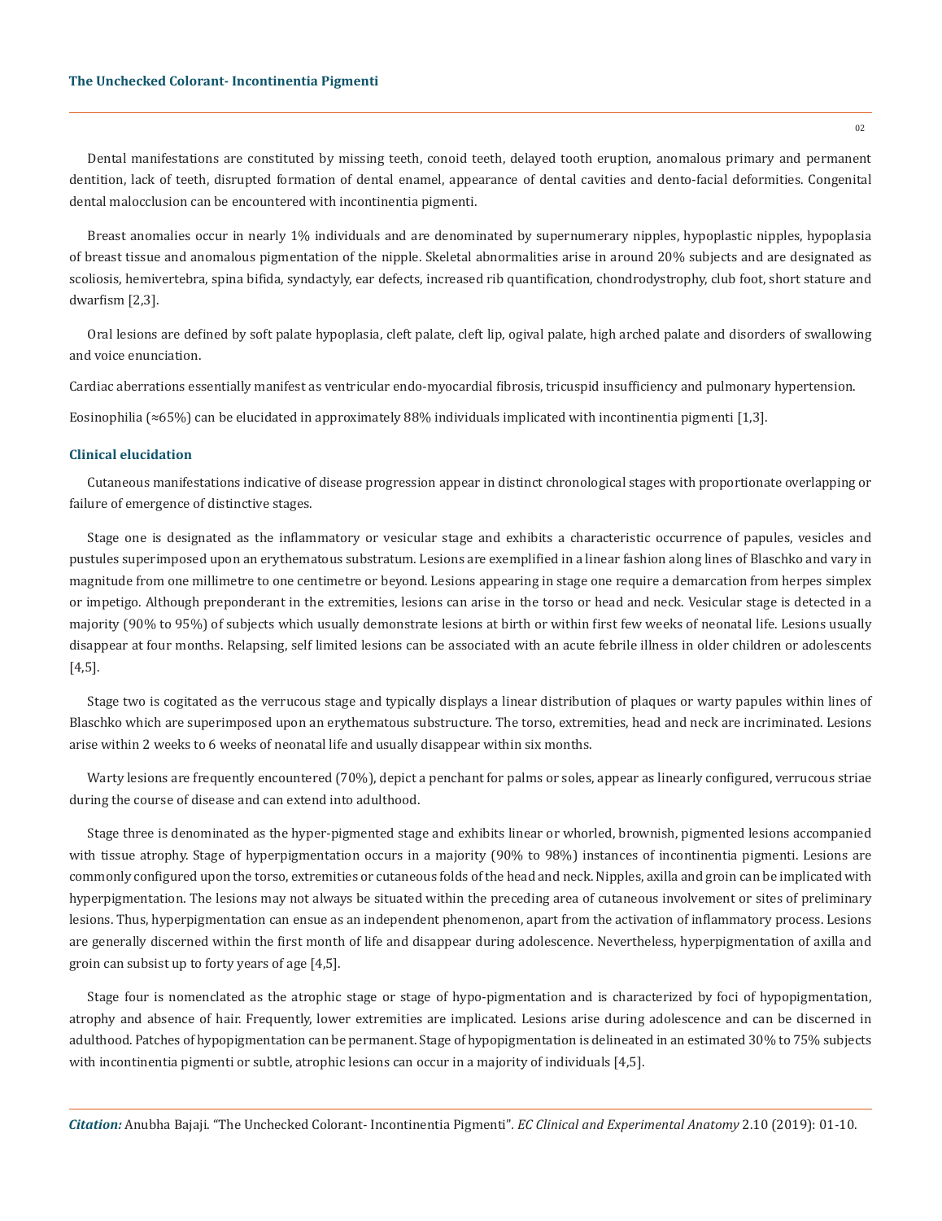Dental manifestations are constituted by missing teeth, conoid teeth, delayed tooth eruption, anomalous primary and permanent dentition, lack of teeth, disrupted formation of dental enamel, appearance of dental cavities and dento-facial deformities. Congenital dental malocclusion can be encountered with incontinentia pigmenti.

Breast anomalies occur in nearly 1% individuals and are denominated by supernumerary nipples, hypoplastic nipples, hypoplasia of breast tissue and anomalous pigmentation of the nipple. Skeletal abnormalities arise in around 20% subjects and are designated as scoliosis, hemivertebra, spina bifida, syndactyly, ear defects, increased rib quantification, chondrodystrophy, club foot, short stature and dwarfism [2,3].

Oral lesions are defined by soft palate hypoplasia, cleft palate, cleft lip, ogival palate, high arched palate and disorders of swallowing and voice enunciation.

Cardiac aberrations essentially manifest as ventricular endo-myocardial fibrosis, tricuspid insufficiency and pulmonary hypertension.

Eosinophilia (≈65%) can be elucidated in approximately 88% individuals implicated with incontinentia pigmenti [1,3].

### Clinical elucidation

Cutaneous manifestations indicative of disease progression appear in distinct chronological stages with proportionate overlapping or failure of emergence of distinctive stages.

Stage one is designated as the inflammatory or vesicular stage and exhibits a characteristic occurrence of papules, vesicles and pustules superimposed upon an erythematous substratum. Lesions are exemplified in a linear fashion along lines of Blaschko and vary in magnitude from one millimetre to one centimetre or beyond. Lesions appearing in stage one require a demarcation from herpes simplex or impetigo. Although preponderant in the extremities, lesions can arise in the torso or head and neck. Vesicular stage is detected in a majority (90% to 95%) of subjects which usually demonstrate lesions at birth or within first few weeks of neonatal life. Lesions usually disappear at four months. Relapsing, self limited lesions can be associated with an acute febrile illness in older children or adolescents [4,5].

Stage two is cogitated as the verrucous stage and typically displays a linear distribution of plaques or warty papules within lines of Blaschko which are superimposed upon an erythematous substructure. The torso, extremities, head and neck are incriminated. Lesions arise within 2 weeks to 6 weeks of neonatal life and usually disappear within six months.

Warty lesions are frequently encountered (70%), depict a penchant for palms or soles, appear as linearly configured, verrucous striae during the course of disease and can extend into adulthood.

Stage three is denominated as the hyper-pigmented stage and exhibits linear or whorled, brownish, pigmented lesions accompanied with tissue atrophy. Stage of hyperpigmentation occurs in a majority (90% to 98%) instances of incontinentia pigmenti. Lesions are commonly configured upon the torso, extremities or cutaneous folds of the head and neck. Nipples, axilla and groin can be implicated with hyperpigmentation. The lesions may not always be situated within the preceding area of cutaneous involvement or sites of preliminary lesions. Thus, hyperpigmentation can ensue as an independent phenomenon, apart from the activation of inflammatory process. Lesions are generally discerned within the first month of life and disappear during adolescence. Nevertheless, hyperpigmentation of axilla and groin can subsist up to forty years of age [4,5].

Stage four is nomenclated as the atrophic stage or stage of hypo-pigmentation and is characterized by foci of hypopigmentation, atrophy and absence of hair. Frequently, lower extremities are implicated. Lesions arise during adolescence and can be discerned in adulthood. Patches of hypopigmentation can be permanent. Stage of hypopigmentation is delineated in an estimated 30% to 75% subjects with incontinentia pigmenti or subtle, atrophic lesions can occur in a majority of individuals [4,5].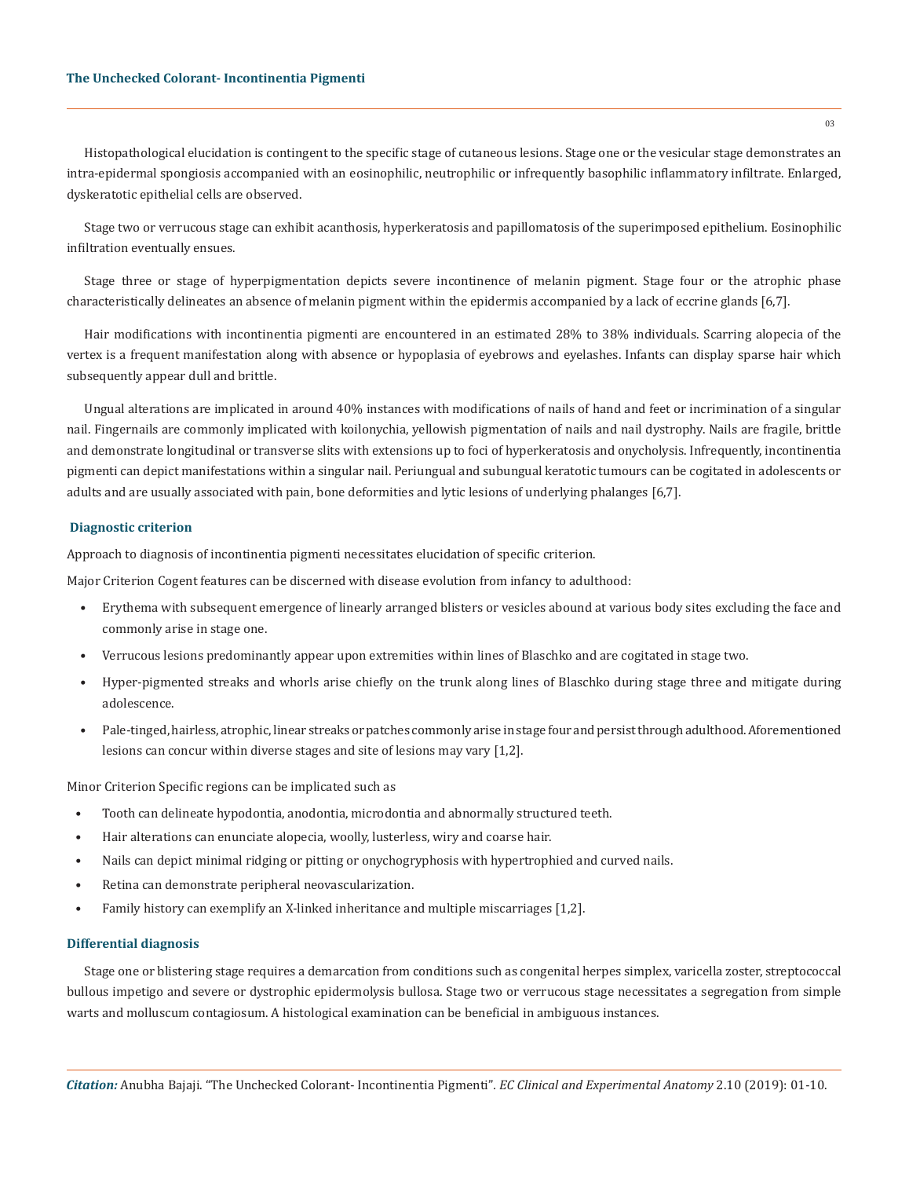Histopathological elucidation is contingent to the specific stage of cutaneous lesions. Stage one or the vesicular stage demonstrates an intra-epidermal spongiosis accompanied with an eosinophilic, neutrophilic or infrequently basophilic inflammatory infiltrate. Enlarged, dyskeratotic epithelial cells are observed.

Stage two or verrucous stage can exhibit acanthosis, hyperkeratosis and papillomatosis of the superimposed epithelium. Eosinophilic infiltration eventually ensues.

Stage three or stage of hyperpigmentation depicts severe incontinence of melanin pigment. Stage four or the atrophic phase characteristically delineates an absence of melanin pigment within the epidermis accompanied by a lack of eccrine glands [6,7].

Hair modifications with incontinentia pigmenti are encountered in an estimated 28% to 38% individuals. Scarring alopecia of the vertex is a frequent manifestation along with absence or hypoplasia of eyebrows and eyelashes. Infants can display sparse hair which subsequently appear dull and brittle.

Ungual alterations are implicated in around 40% instances with modifications of nails of hand and feet or incrimination of a singular nail. Fingernails are commonly implicated with koilonychia, yellowish pigmentation of nails and nail dystrophy. Nails are fragile, brittle and demonstrate longitudinal or transverse slits with extensions up to foci of hyperkeratosis and onycholysis. Infrequently, incontinentia pigmenti can depict manifestations within a singular nail. Periungual and subungual keratotic tumours can be cogitated in adolescents or adults and are usually associated with pain, bone deformities and lytic lesions of underlying phalanges [6,7].

### Diagnostic criterion

Approach to diagnosis of incontinentia pigmenti necessitates elucidation of specific criterion.

Major Criterion Cogent features can be discerned with disease evolution from infancy to adulthood:

- Erythema with subsequent emergence of linearly arranged blisters or vesicles abound at various body sites excluding the face and commonly arise in stage one.
- Verrucous lesions predominantly appear upon extremities within lines of Blaschko and are cogitated in stage two.
- Hyper-pigmented streaks and whorls arise chiefly on the trunk along lines of Blaschko during stage three and mitigate during adolescence.
- Pale-tinged, hairless, atrophic, linear streaks or patches commonly arise in stage four and persist through adulthood. Aforementioned lesions can concur within diverse stages and site of lesions may vary [1,2].

Minor Criterion Specific regions can be implicated such as

- Tooth can delineate hypodontia, anodontia, microdontia and abnormally structured teeth.
- Hair alterations can enunciate alopecia, woolly, lusterless, wiry and coarse hair.
- Nails can depict minimal ridging or pitting or onychogryphosis with hypertrophied and curved nails.
- Retina can demonstrate peripheral neovascularization.
- Family history can exemplify an X-linked inheritance and multiple miscarriages [1,2].

### Differential diagnosis

Stage one or blistering stage requires a demarcation from conditions such as congenital herpes simplex, varicella zoster, streptococcal bullous impetigo and severe or dystrophic epidermolysis bullosa. Stage two or verrucous stage necessitates a segregation from simple warts and molluscum contagiosum. A histological examination can be beneficial in ambiguous instances.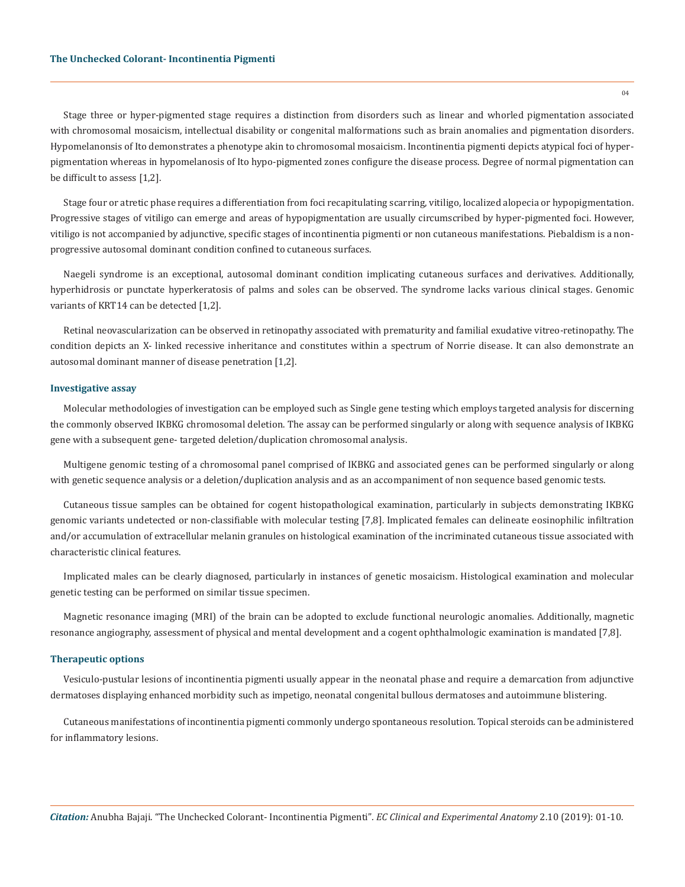Stage three or hyper-pigmented stage requires a distinction from disorders such as linear and whorled pigmentation associated with chromosomal mosaicism, intellectual disability or congenital malformations such as brain anomalies and pigmentation disorders. Hypomelanonsis of Ito demonstrates a phenotype akin to chromosomal mosaicism. Incontinentia pigmenti depicts atypical foci of hyper-pigmentation whereas in hypomelanosis of Ito hypo-pigmented zones configure the disease process. Degree of normal pigmentation can be difficult to assess [1,2].

Stage four or atretic phase requires a differentiation from foci recapitulating scarring, vitiligo, localized alopecia or hypopigmentation. Progressive stages of vitiligo can emerge and areas of hypopigmentation are usually circumscribed by hyper-pigmented foci. However, vitiligo is not accompanied by adjunctive, specific stages of incontinentia pigmenti or non cutaneous manifestations. Piebaldism is a non-progressive autosomal dominant condition confined to cutaneous surfaces.

Naegeli syndrome is an exceptional, autosomal dominant condition implicating cutaneous surfaces and derivatives. Additionally, hyperhidrosis or punctate hyperkeratosis of palms and soles can be observed. The syndrome lacks various clinical stages. Genomic variants of KRT14 can be detected [1,2].

Retinal neovascularization can be observed in retinopathy associated with prematurity and familial exudative vitreo-retinopathy. The condition depicts an X- linked recessive inheritance and constitutes within a spectrum of Norrie disease. It can also demonstrate an autosomal dominant manner of disease penetration [1,2].

### Investigative assay

Molecular methodologies of investigation can be employed such as Single gene testing which employs targeted analysis for discerning the commonly observed IKBKG chromosomal deletion. The assay can be performed singularly or along with sequence analysis of IKBKG gene with a subsequent gene- targeted deletion/duplication chromosomal analysis.

Multigene genomic testing of a chromosomal panel comprised of IKBKG and associated genes can be performed singularly or along with genetic sequence analysis or a deletion/duplication analysis and as an accompaniment of non sequence based genomic tests.

Cutaneous tissue samples can be obtained for cogent histopathological examination, particularly in subjects demonstrating IKBKG genomic variants undetected or non-classifiable with molecular testing [7,8]. Implicated females can delineate eosinophilic infiltration and/or accumulation of extracellular melanin granules on histological examination of the incriminated cutaneous tissue associated with characteristic clinical features.

Implicated males can be clearly diagnosed, particularly in instances of genetic mosaicism. Histological examination and molecular genetic testing can be performed on similar tissue specimen.

Magnetic resonance imaging (MRI) of the brain can be adopted to exclude functional neurologic anomalies. Additionally, magnetic resonance angiography, assessment of physical and mental development and a cogent ophthalmologic examination is mandated [7,8].

### Therapeutic options

Vesiculo-pustular lesions of incontinentia pigmenti usually appear in the neonatal phase and require a demarcation from adjunctive dermatoses displaying enhanced morbidity such as impetigo, neonatal congenital bullous dermatoses and autoimmune blistering.

Cutaneous manifestations of incontinentia pigmenti commonly undergo spontaneous resolution. Topical steroids can be administered for inflammatory lesions.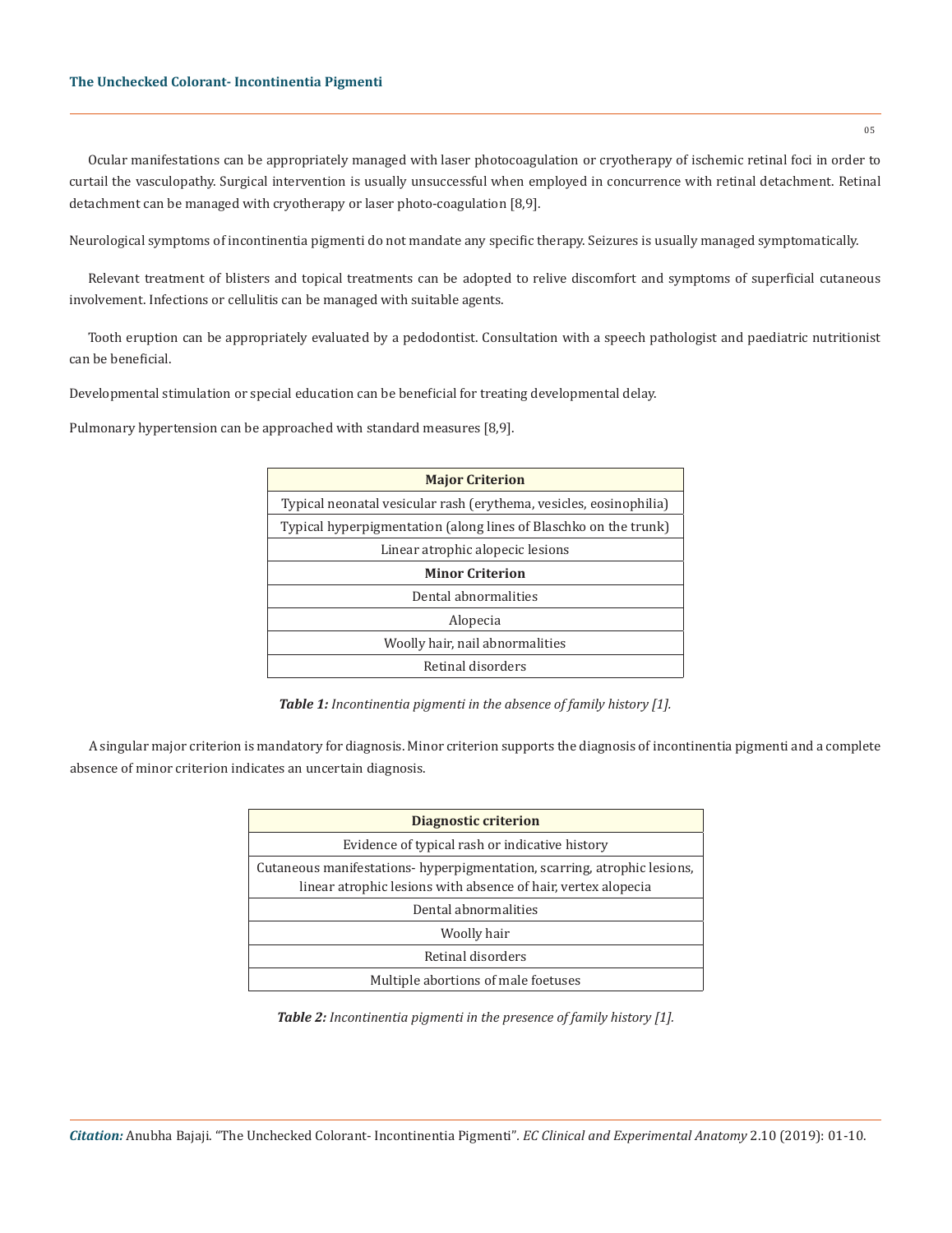Ocular manifestations can be appropriately managed with laser photocoagulation or cryotherapy of ischemic retinal foci in order to curtail the vasculopathy. Surgical intervention is usually unsuccessful when employed in concurrence with retinal detachment. Retinal detachment can be managed with cryotherapy or laser photo-coagulation [8,9].

Neurological symptoms of incontinentia pigmenti do not mandate any specific therapy. Seizures is usually managed symptomatically.

Relevant treatment of blisters and topical treatments can be adopted to relive discomfort and symptoms of superficial cutaneous involvement. Infections or cellulitis can be managed with suitable agents.

Tooth eruption can be appropriately evaluated by a pedodontist. Consultation with a speech pathologist and paediatric nutritionist can be beneficial.

Developmental stimulation or special education can be beneficial for treating developmental delay.

Pulmonary hypertension can be approached with standard measures [8,9].

| **Major Criterion** |
|---|
| Typical neonatal vesicular rash (erythema, vesicles, eosinophilia) |
| Typical hyperpigmentation (along lines of Blaschko on the trunk) |
| Linear atrophic alopecic lesions |
| **Minor Criterion** |
| Dental abnormalities |
| Alopecia |
| Woolly hair, nail abnormalities |
| Retinal disorders |

***Table 1:*** *Incontinentia pigmenti in the absence of family history [1].*

A singular major criterion is mandatory for diagnosis. Minor criterion supports the diagnosis of incontinentia pigmenti and a complete absence of minor criterion indicates an uncertain diagnosis.

| **Diagnostic criterion** |
|---|
| Evidence of typical rash or indicative history |
| Cutaneous manifestations- hyperpigmentation, scarring, atrophic lesions, linear atrophic lesions with absence of hair, vertex alopecia |
| Dental abnormalities |
| Woolly hair |
| Retinal disorders |
| Multiple abortions of male foetuses |

***Table 2:*** *Incontinentia pigmenti in the presence of family history [1].*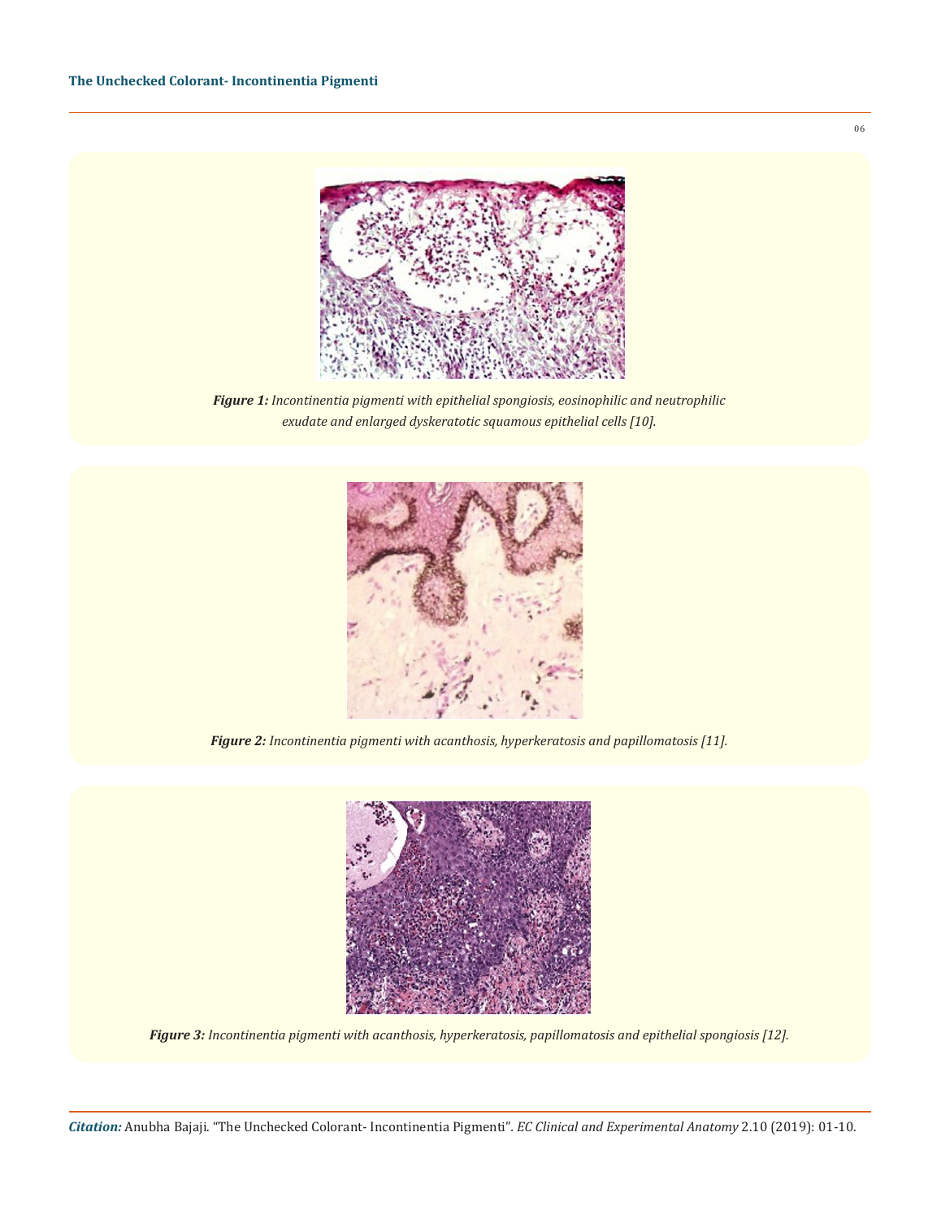***Figure 1:*** *Incontinentia pigmenti with epithelial spongiosis, eosinophilic and neutrophilic exudate and enlarged dyskeratotic squamous epithelial cells [10].*

***Figure 2:*** *Incontinentia pigmenti with acanthosis, hyperkeratosis and papillomatosis [11].*

***Figure 3:*** *Incontinentia pigmenti with acanthosis, hyperkeratosis, papillomatosis and epithelial spongiosis [12].*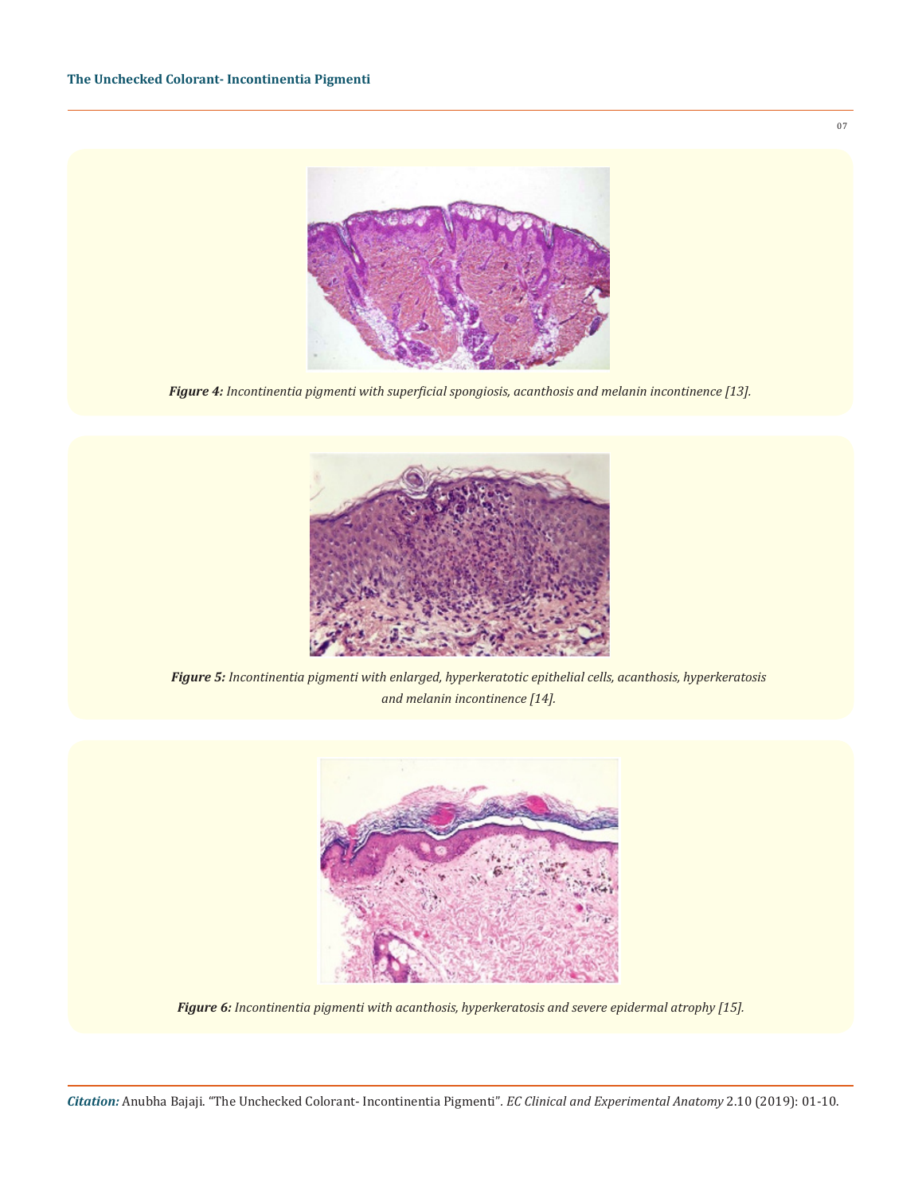***Figure 4:*** *Incontinentia pigmenti with superficial spongiosis, acanthosis and melanin incontinence [13].*

***Figure 5:*** *Incontinentia pigmenti with enlarged, hyperkeratotic epithelial cells, acanthosis, hyperkeratosis and melanin incontinence [14].*

***Figure 6:*** *Incontinentia pigmenti with acanthosis, hyperkeratosis and severe epidermal atrophy [15].*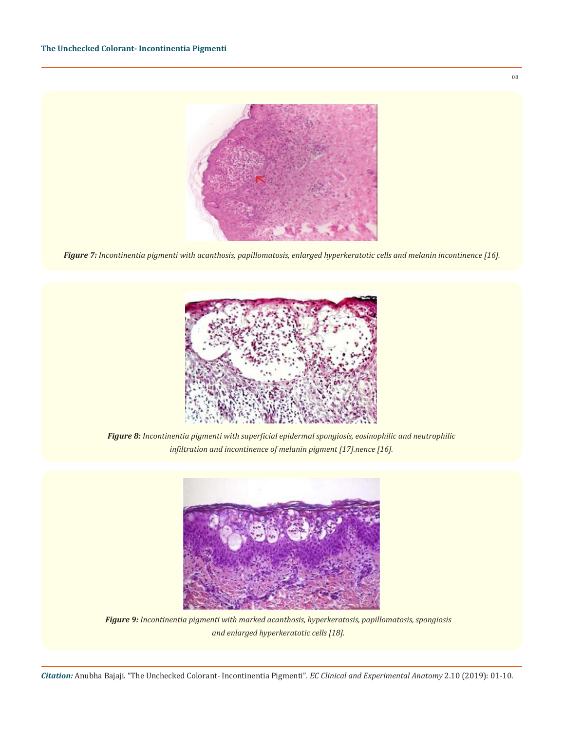***Figure 7:*** *Incontinentia pigmenti with acanthosis, papillomatosis, enlarged hyperkeratotic cells and melanin incontinence [16].*

***Figure 8:*** *Incontinentia pigmenti with superficial epidermal spongiosis, eosinophilic and neutrophilic infiltration and incontinence of melanin pigment [17].nence [16].*

***Figure 9:*** *Incontinentia pigmenti with marked acanthosis, hyperkeratosis, papillomatosis, spongiosis and enlarged hyperkeratotic cells [18].*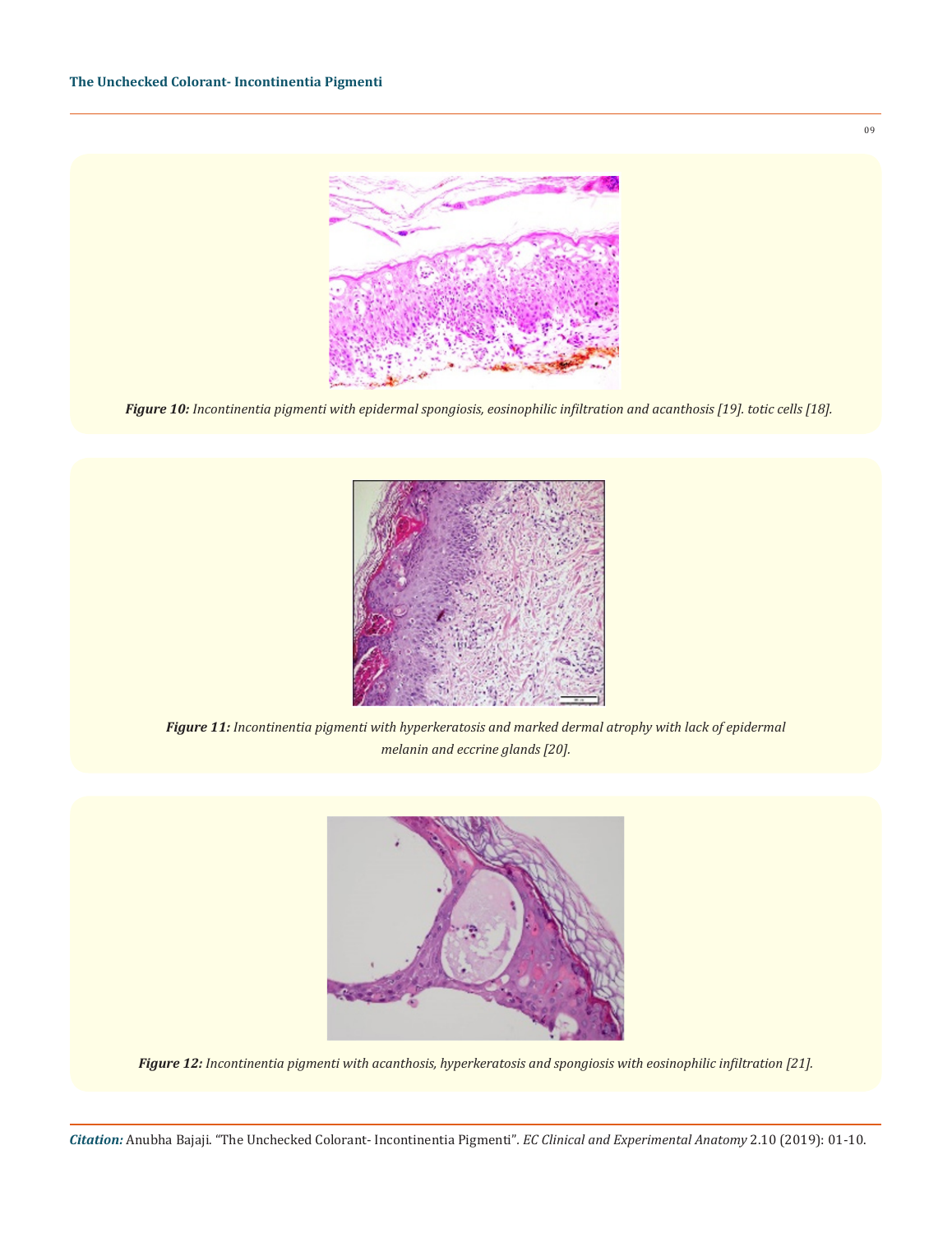***Figure 10:*** *Incontinentia pigmenti with epidermal spongiosis, eosinophilic infiltration and acanthosis [19]. totic cells [18].*

***Figure 11:*** *Incontinentia pigmenti with hyperkeratosis and marked dermal atrophy with lack of epidermal melanin and eccrine glands [20].*

***Figure 12:*** *Incontinentia pigmenti with acanthosis, hyperkeratosis and spongiosis with eosinophilic infiltration [21].*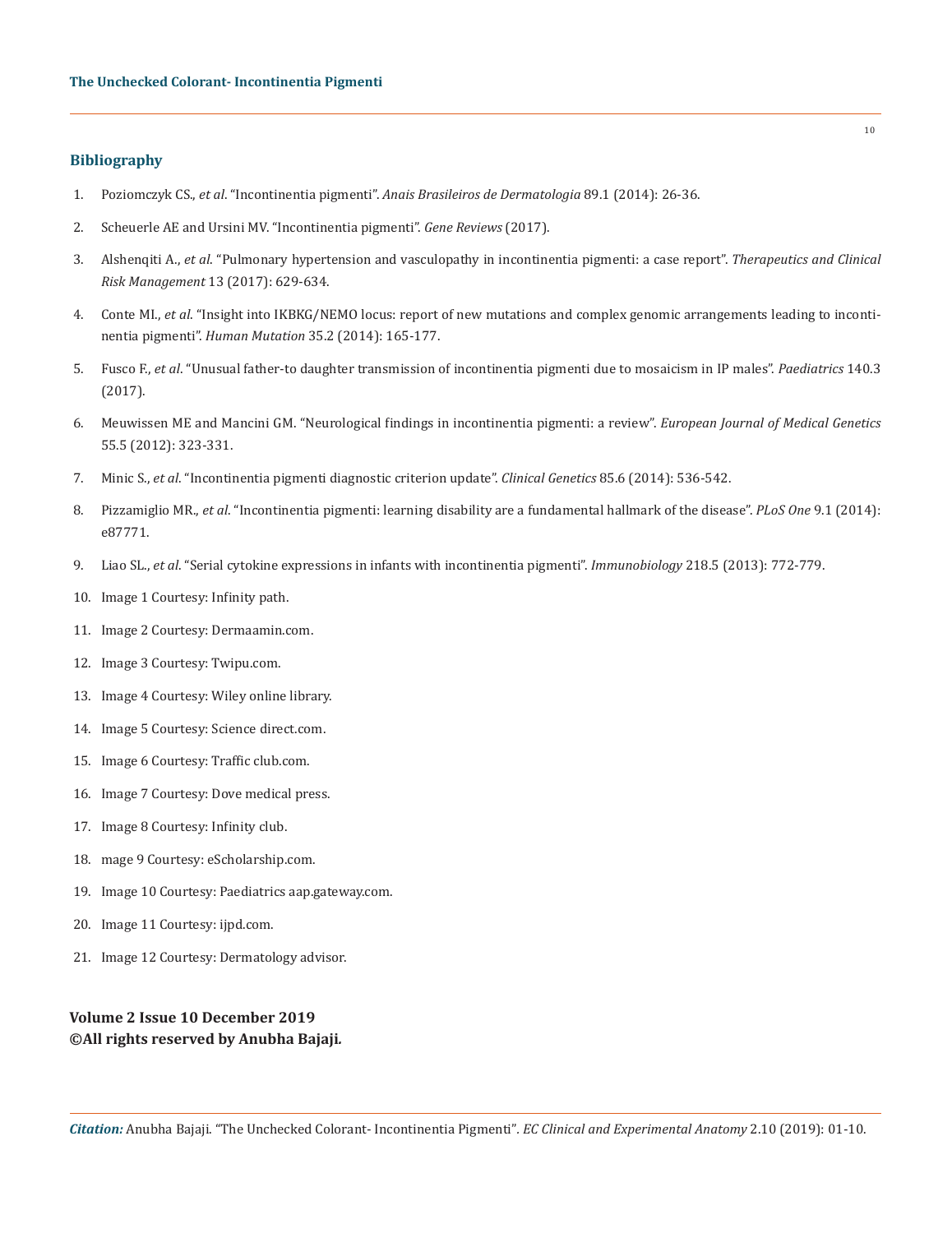## Bibliography

1. Poziomczyk CS., *et al*. "Incontinentia pigmenti". *Anais Brasileiros de Dermatologia* 89.1 (2014): 26-36.
2. Scheuerle AE and Ursini MV. "Incontinentia pigmenti". *Gene Reviews* (2017).
3. Alshenqiti A., *et al*. "Pulmonary hypertension and vasculopathy in incontinentia pigmenti: a case report". *Therapeutics and Clinical Risk Management* 13 (2017): 629-634.
4. Conte MI., *et al*. "Insight into IKBKG/NEMO locus: report of new mutations and complex genomic arrangements leading to incontinentia pigmenti". *Human Mutation* 35.2 (2014): 165-177.
5. Fusco F., *et al*. "Unusual father-to daughter transmission of incontinentia pigmenti due to mosaicism in IP males". *Paediatrics* 140.3 (2017).
6. Meuwissen ME and Mancini GM. "Neurological findings in incontinentia pigmenti: a review". *European Journal of Medical Genetics* 55.5 (2012): 323-331.
7. Minic S., *et al*. "Incontinentia pigmenti diagnostic criterion update". *Clinical Genetics* 85.6 (2014): 536-542.
8. Pizzamiglio MR., *et al*. "Incontinentia pigmenti: learning disability are a fundamental hallmark of the disease". *PLoS One* 9.1 (2014): e87771.
9. Liao SL., *et al*. "Serial cytokine expressions in infants with incontinentia pigmenti". *Immunobiology* 218.5 (2013): 772-779.
10. Image 1 Courtesy: Infinity path.
11. Image 2 Courtesy: Dermaamin.com.
12. Image 3 Courtesy: Twipu.com.
13. Image 4 Courtesy: Wiley online library.
14. Image 5 Courtesy: Science direct.com.
15. Image 6 Courtesy: Traffic club.com.
16. Image 7 Courtesy: Dove medical press.
17. Image 8 Courtesy: Infinity club.
18. mage 9 Courtesy: eScholarship.com.
19. Image 10 Courtesy: Paediatrics aap.gateway.com.
20. Image 11 Courtesy: ijpd.com.
21. Image 12 Courtesy: Dermatology advisor.

**Volume 2 Issue 10 December 2019**
**©All rights reserved by Anubha Bajaji.**